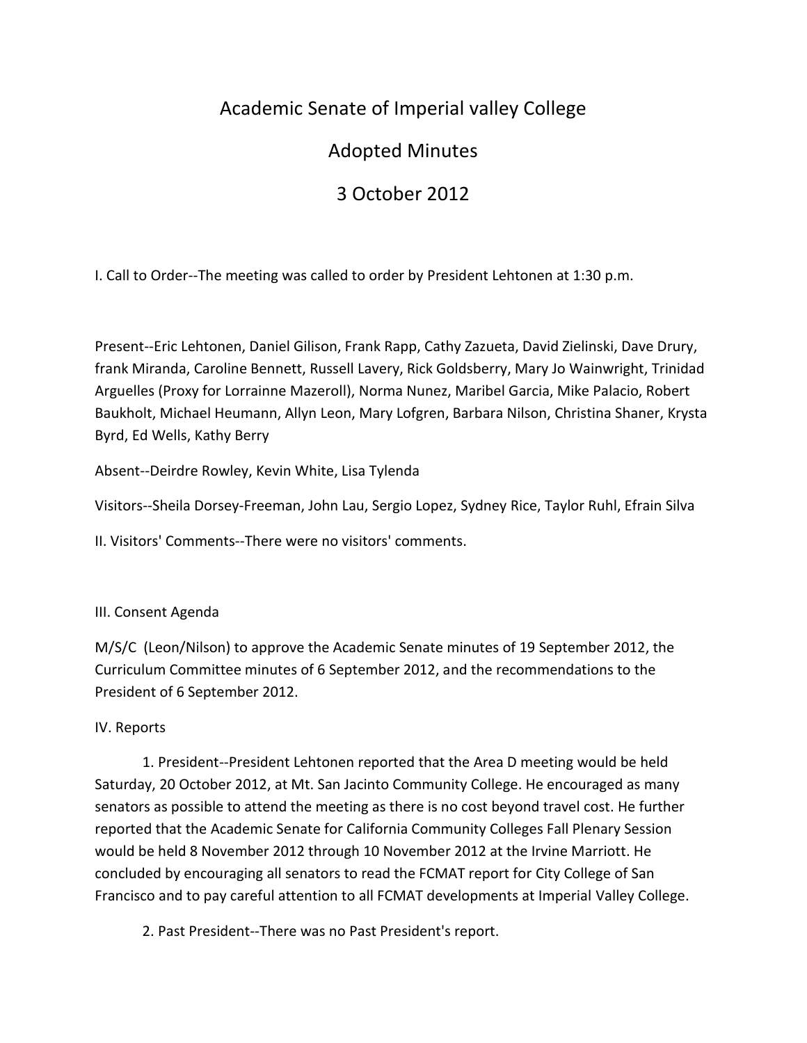# Academic Senate of Imperial valley College

## Adopted Minutes

## 3 October 2012

I. Call to Order--The meeting was called to order by President Lehtonen at 1:30 p.m.

Present--Eric Lehtonen, Daniel Gilison, Frank Rapp, Cathy Zazueta, David Zielinski, Dave Drury, frank Miranda, Caroline Bennett, Russell Lavery, Rick Goldsberry, Mary Jo Wainwright, Trinidad Arguelles (Proxy for Lorrainne Mazeroll), Norma Nunez, Maribel Garcia, Mike Palacio, Robert Baukholt, Michael Heumann, Allyn Leon, Mary Lofgren, Barbara Nilson, Christina Shaner, Krysta Byrd, Ed Wells, Kathy Berry

Absent--Deirdre Rowley, Kevin White, Lisa Tylenda

Visitors--Sheila Dorsey-Freeman, John Lau, Sergio Lopez, Sydney Rice, Taylor Ruhl, Efrain Silva

II. Visitors' Comments--There were no visitors' comments.

III. Consent Agenda

M/S/C (Leon/Nilson) to approve the Academic Senate minutes of 19 September 2012, the Curriculum Committee minutes of 6 September 2012, and the recommendations to the President of 6 September 2012.

IV. Reports

1. President--President Lehtonen reported that the Area D meeting would be held Saturday, 20 October 2012, at Mt. San Jacinto Community College. He encouraged as many senators as possible to attend the meeting as there is no cost beyond travel cost. He further reported that the Academic Senate for California Community Colleges Fall Plenary Session would be held 8 November 2012 through 10 November 2012 at the Irvine Marriott. He concluded by encouraging all senators to read the FCMAT report for City College of San Francisco and to pay careful attention to all FCMAT developments at Imperial Valley College.

2. Past President--There was no Past President's report.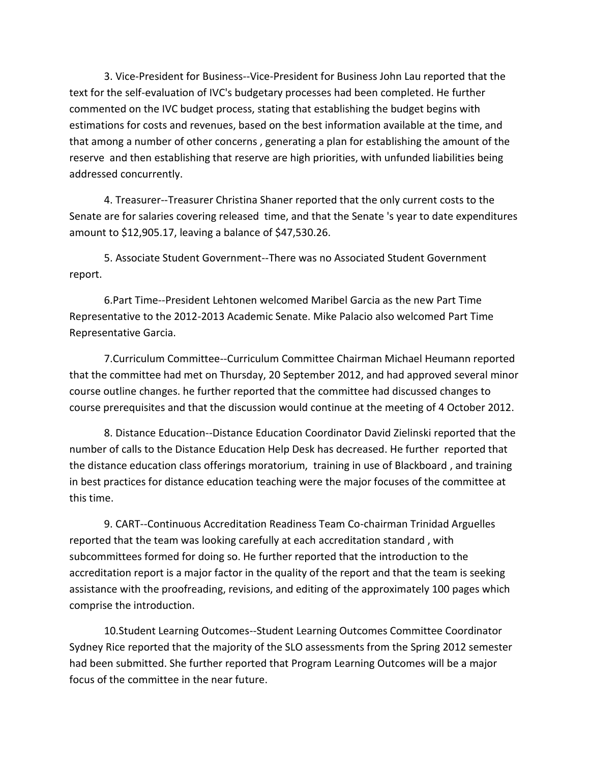3. Vice-President for Business--Vice-President for Business John Lau reported that the text for the self-evaluation of IVC's budgetary processes had been completed. He further commented on the IVC budget process, stating that establishing the budget begins with estimations for costs and revenues, based on the best information available at the time, and that among a number of other concerns , generating a plan for establishing the amount of the reserve and then establishing that reserve are high priorities, with unfunded liabilities being addressed concurrently.

4. Treasurer--Treasurer Christina Shaner reported that the only current costs to the Senate are for salaries covering released time, and that the Senate 's year to date expenditures amount to $12,905.17, leaving a balance of $47,530.26.

5. Associate Student Government--There was no Associated Student Government report.

6.Part Time--President Lehtonen welcomed Maribel Garcia as the new Part Time Representative to the 2012-2013 Academic Senate. Mike Palacio also welcomed Part Time Representative Garcia.

7.Curriculum Committee--Curriculum Committee Chairman Michael Heumann reported that the committee had met on Thursday, 20 September 2012, and had approved several minor course outline changes. he further reported that the committee had discussed changes to course prerequisites and that the discussion would continue at the meeting of 4 October 2012.

8. Distance Education--Distance Education Coordinator David Zielinski reported that the number of calls to the Distance Education Help Desk has decreased. He further reported that the distance education class offerings moratorium, training in use of Blackboard , and training in best practices for distance education teaching were the major focuses of the committee at this time.

9. CART--Continuous Accreditation Readiness Team Co-chairman Trinidad Arguelles reported that the team was looking carefully at each accreditation standard , with subcommittees formed for doing so. He further reported that the introduction to the accreditation report is a major factor in the quality of the report and that the team is seeking assistance with the proofreading, revisions, and editing of the approximately 100 pages which comprise the introduction.

10.Student Learning Outcomes--Student Learning Outcomes Committee Coordinator Sydney Rice reported that the majority of the SLO assessments from the Spring 2012 semester had been submitted. She further reported that Program Learning Outcomes will be a major focus of the committee in the near future.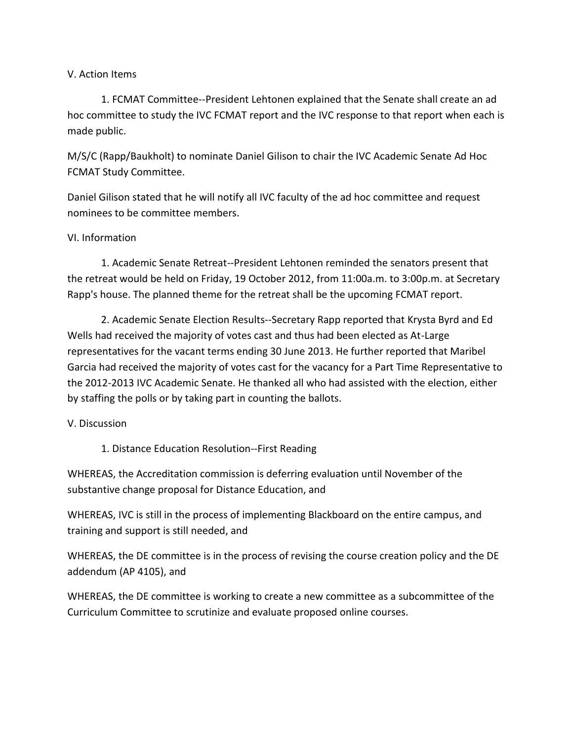V. Action Items

1. FCMAT Committee--President Lehtonen explained that the Senate shall create an ad hoc committee to study the IVC FCMAT report and the IVC response to that report when each is made public.

M/S/C (Rapp/Baukholt) to nominate Daniel Gilison to chair the IVC Academic Senate Ad Hoc FCMAT Study Committee.

Daniel Gilison stated that he will notify all IVC faculty of the ad hoc committee and request nominees to be committee members.

VI. Information

1. Academic Senate Retreat--President Lehtonen reminded the senators present that the retreat would be held on Friday, 19 October 2012, from 11:00a.m. to 3:00p.m. at Secretary Rapp's house. The planned theme for the retreat shall be the upcoming FCMAT report.

2. Academic Senate Election Results--Secretary Rapp reported that Krysta Byrd and Ed Wells had received the majority of votes cast and thus had been elected as At-Large representatives for the vacant terms ending 30 June 2013. He further reported that Maribel Garcia had received the majority of votes cast for the vacancy for a Part Time Representative to the 2012-2013 IVC Academic Senate. He thanked all who had assisted with the election, either by staffing the polls or by taking part in counting the ballots.

V. Discussion

1. Distance Education Resolution--First Reading

WHEREAS, the Accreditation commission is deferring evaluation until November of the substantive change proposal for Distance Education, and

WHEREAS, IVC is still in the process of implementing Blackboard on the entire campus, and training and support is still needed, and

WHEREAS, the DE committee is in the process of revising the course creation policy and the DE addendum (AP 4105), and

WHEREAS, the DE committee is working to create a new committee as a subcommittee of the Curriculum Committee to scrutinize and evaluate proposed online courses.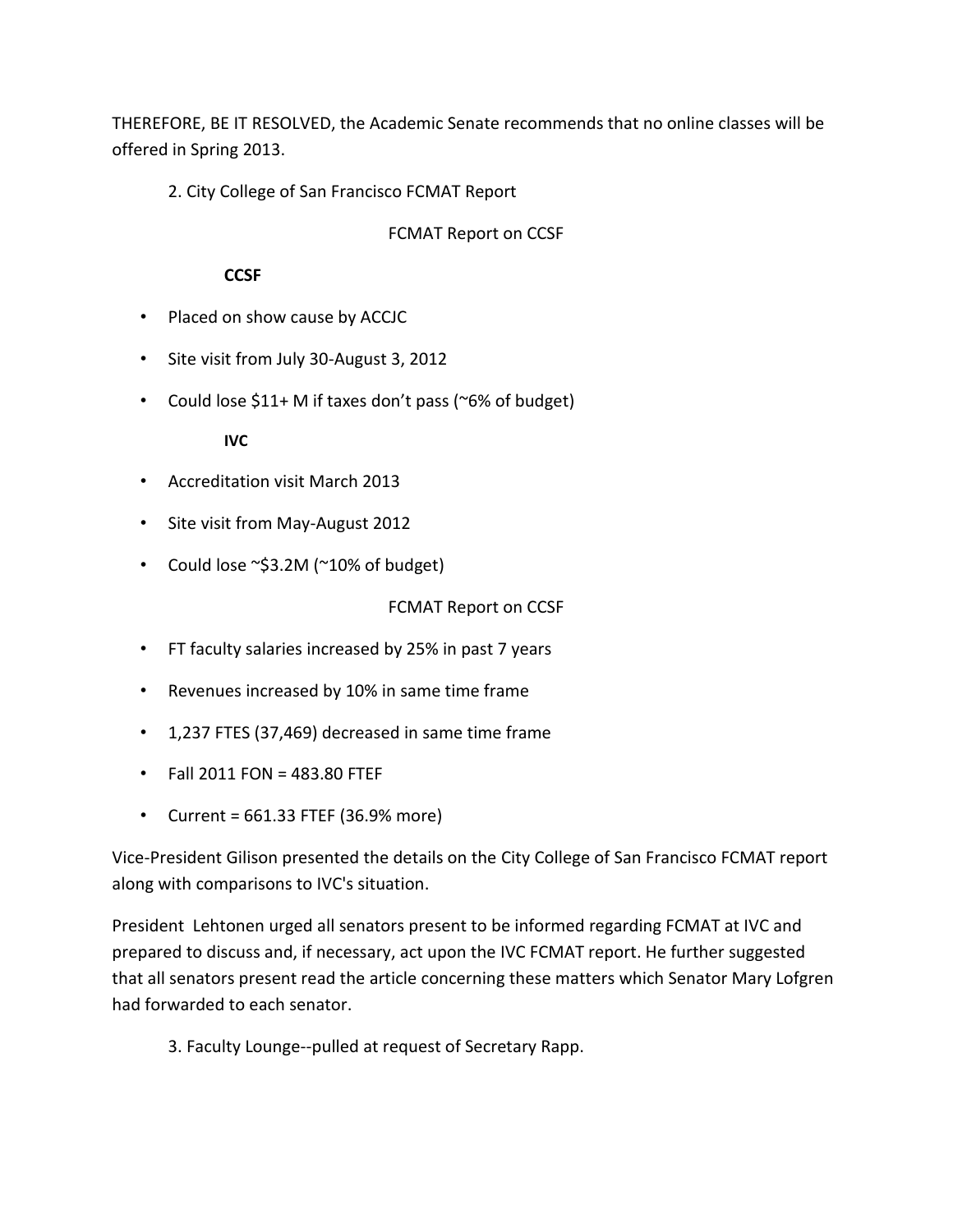THEREFORE, BE IT RESOLVED, the Academic Senate recommends that no online classes will be offered in Spring 2013.

2. City College of San Francisco FCMAT Report

FCMAT Report on CCSF

**CCSF**

- Placed on show cause by ACCJC
- Site visit from July 30-August 3, 2012
- Could lose $11+ M if taxes don't pass (~6% of budget)

**IVC**

- Accreditation visit March 2013
- Site visit from May-August 2012
- Could lose ~$3.2M (~10% of budget)

FCMAT Report on CCSF

- FT faculty salaries increased by 25% in past 7 years
- Revenues increased by 10% in same time frame
- 1,237 FTES (37,469) decreased in same time frame
- Fall 2011 FON = 483.80 FTEF
- Current = 661.33 FTEF (36.9% more)

Vice-President Gilison presented the details on the City College of San Francisco FCMAT report along with comparisons to IVC's situation.

President Lehtonen urged all senators present to be informed regarding FCMAT at IVC and prepared to discuss and, if necessary, act upon the IVC FCMAT report. He further suggested that all senators present read the article concerning these matters which Senator Mary Lofgren had forwarded to each senator.

3. Faculty Lounge--pulled at request of Secretary Rapp.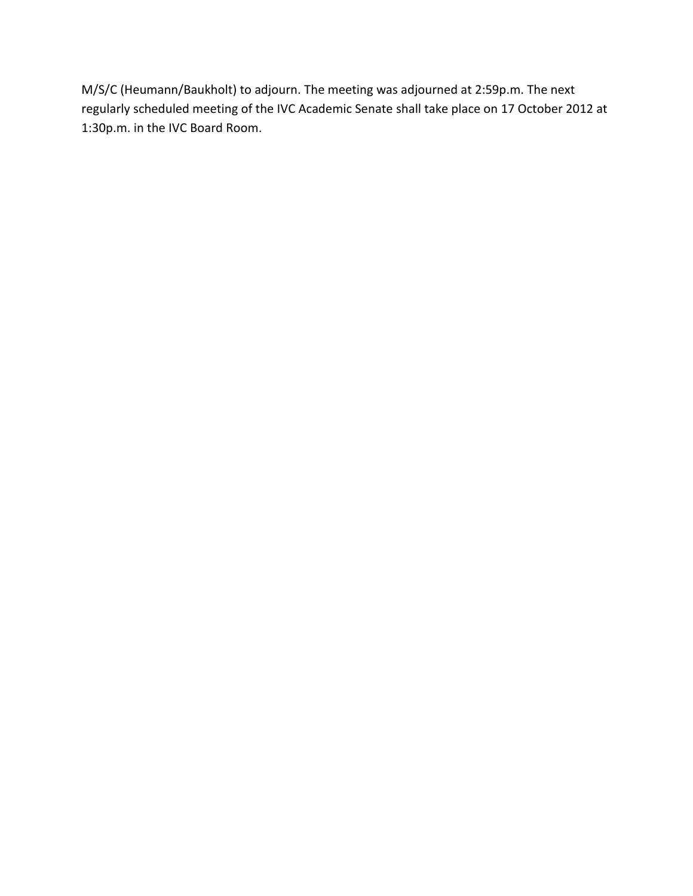M/S/C (Heumann/Baukholt) to adjourn. The meeting was adjourned at 2:59p.m. The next regularly scheduled meeting of the IVC Academic Senate shall take place on 17 October 2012 at 1:30p.m. in the IVC Board Room.